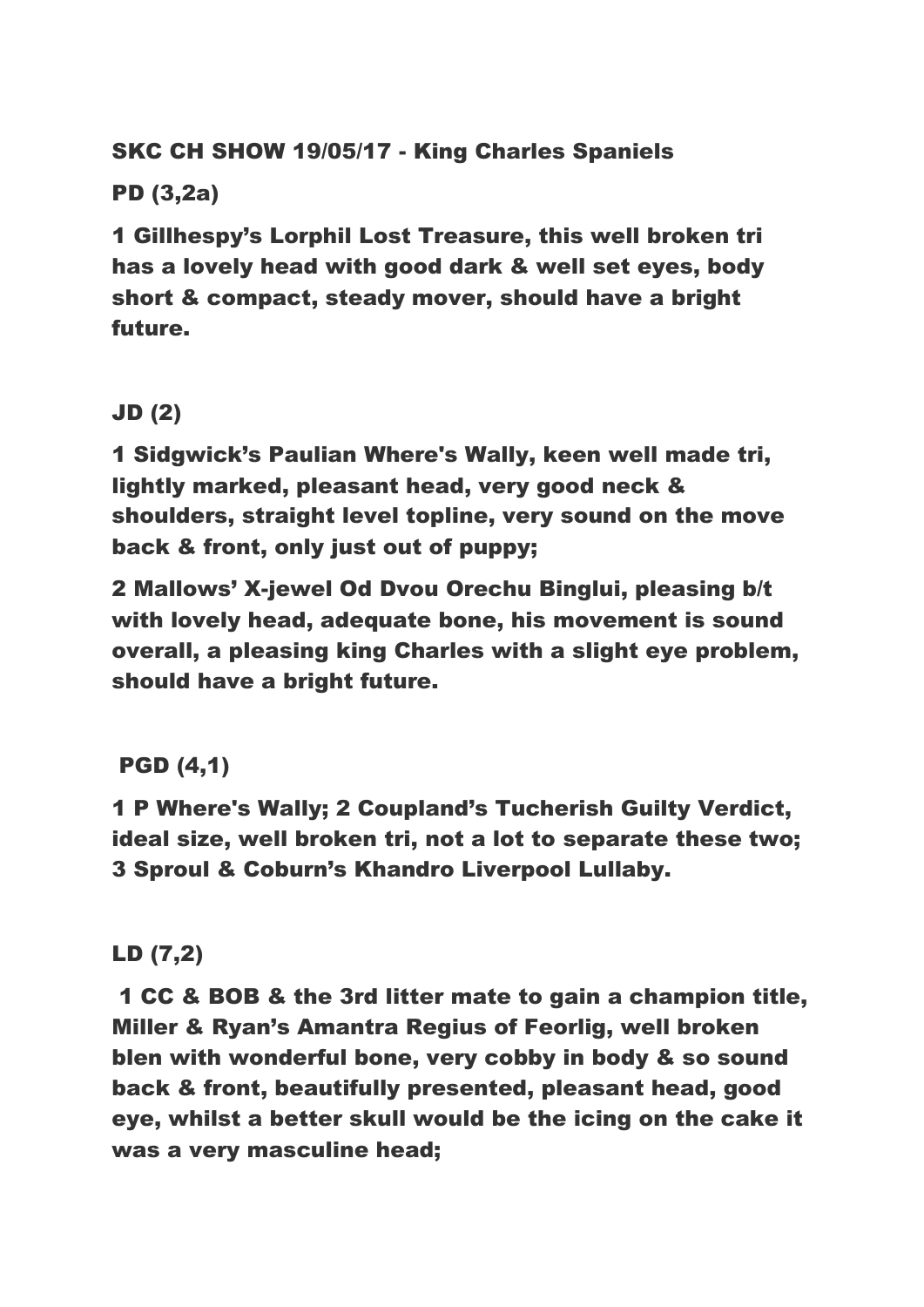**SKC CH SHOW 19/05/17 - King Charles Spaniels**

**PD (3,2a)**

**1 Gillhespy's Lorphil Lost Treasure, this well broken tri has a lovely head with good dark & well set eyes, body short & compact, steady mover, should have a bright future.**

**JD (2)**

**1 Sidgwick's Paulian Where's Wally, keen well made tri, lightly marked, pleasant head, very good neck & shoulders, straight level topline, very sound on the move back & front, only just out of puppy;**

**2 Mallows' X-jewel Od Dvou Orechu Binglui, pleasing b/t with lovely head, adequate bone, his movement is sound overall, a pleasing king Charles with a slight eye problem, should have a bright future.**

**PGD (4,1)**

**1 P Where's Wally; 2 Coupland's Tucherish Guilty Verdict, ideal size, well broken tri, not a lot to separate these two; 3 Sproul & Coburn's Khandro Liverpool Lullaby.**

**LD (7,2)**

**1 CC & BOB & the 3rd litter mate to gain a champion title, Miller & Ryan's Amantra Regius of Feorlig, well broken blen with wonderful bone, very cobby in body & so sound back & front, beautifully presented, pleasant head, good eye, whilst a better skull would be the icing on the cake it was a very masculine head;**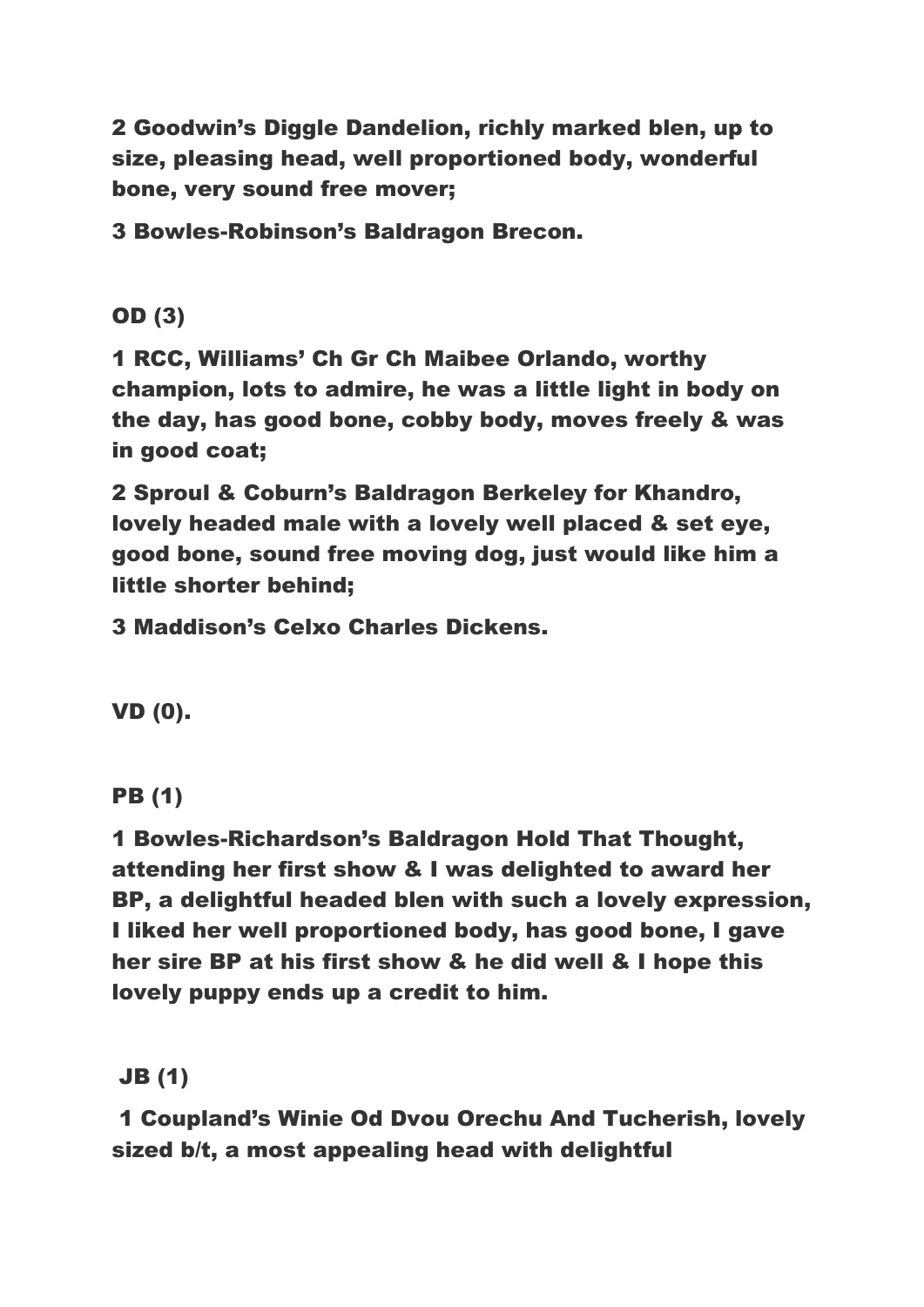**2 Goodwin's Diggle Dandelion, richly marked blen, up to size, pleasing head, well proportioned body, wonderful bone, very sound free mover;**

**3 Bowles-Robinson's Baldragon Brecon.**

**OD (3)**

**1 RCC, Williams' Ch Gr Ch Maibee Orlando, worthy champion, lots to admire, he was a little light in body on the day, has good bone, cobby body, moves freely & was in good coat;**

**2 Sproul & Coburn's Baldragon Berkeley for Khandro, lovely headed male with a lovely well placed & set eye, good bone, sound free moving dog, just would like him a little shorter behind;**

**3 Maddison's Celxo Charles Dickens.**

**VD (0).**

**PB (1)**

**1 Bowles-Richardson's Baldragon Hold That Thought, attending her first show & I was delighted to award her BP, a delightful headed blen with such a lovely expression, I liked her well proportioned body, has good bone, I gave her sire BP at his first show & he did well & I hope this lovely puppy ends up a credit to him.**

**JB (1)**

**1 Coupland's Winie Od Dvou Orechu And Tucherish, lovely sized b/t, a most appealing head with delightful**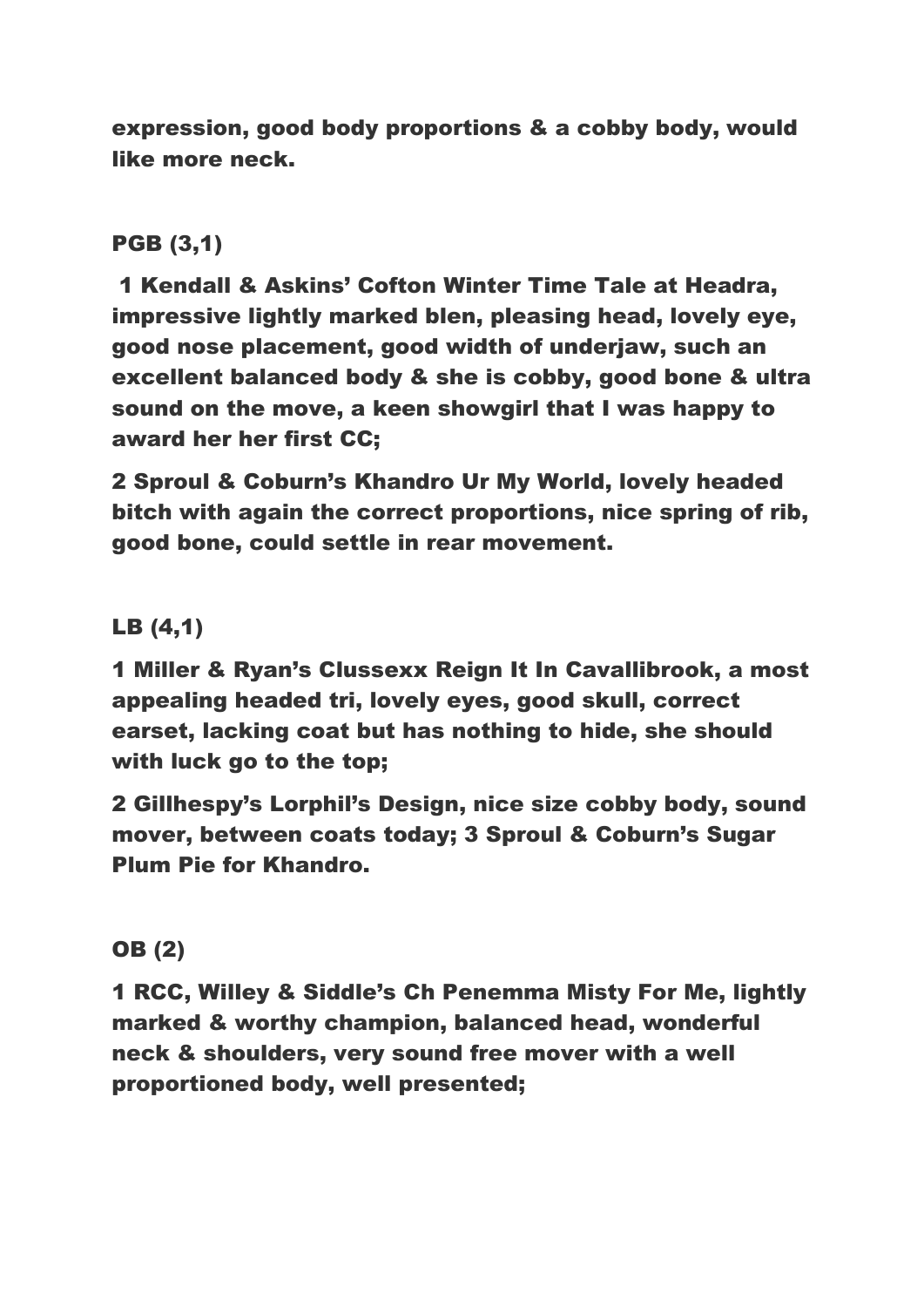**expression, good body proportions & a cobby body, would like more neck.**

**PGB (3,1)**

**1 Kendall & Askins' Cofton Winter Time Tale at Headra, impressive lightly marked blen, pleasing head, lovely eye, good nose placement, good width of underjaw, such an excellent balanced body & she is cobby, good bone & ultra sound on the move, a keen showgirl that I was happy to award her her first CC;**

**2 Sproul & Coburn's Khandro Ur My World, lovely headed bitch with again the correct proportions, nice spring of rib, good bone, could settle in rear movement.**

**LB (4,1)**

**1 Miller & Ryan's Clussexx Reign It In Cavallibrook, a most appealing headed tri, lovely eyes, good skull, correct earset, lacking coat but has nothing to hide, she should with luck go to the top;**

**2 Gillhespy's Lorphil's Design, nice size cobby body, sound mover, between coats today; 3 Sproul & Coburn's Sugar Plum Pie for Khandro.**

**OB (2)**

**1 RCC, Willey & Siddle's Ch Penemma Misty For Me, lightly marked & worthy champion, balanced head, wonderful neck & shoulders, very sound free mover with a well proportioned body, well presented;**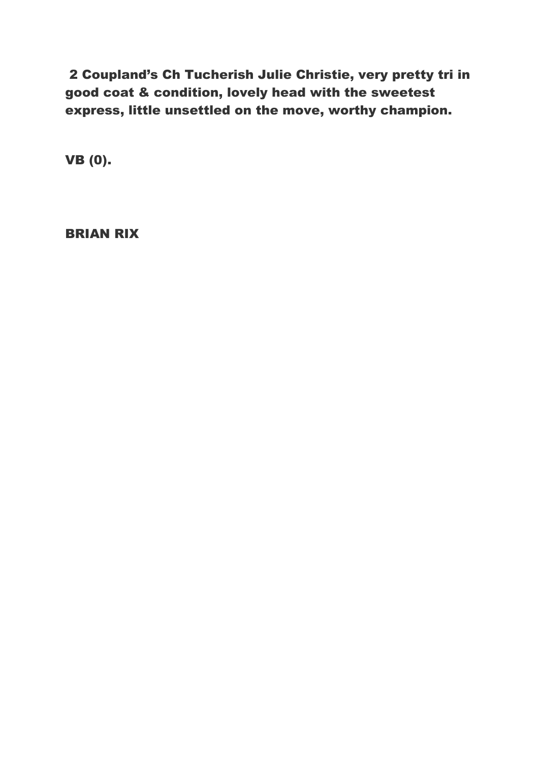**2 Coupland's Ch Tucherish Julie Christie, very pretty tri in good coat & condition, lovely head with the sweetest express, little unsettled on the move, worthy champion.**

**VB (0).**

**BRIAN RIX**